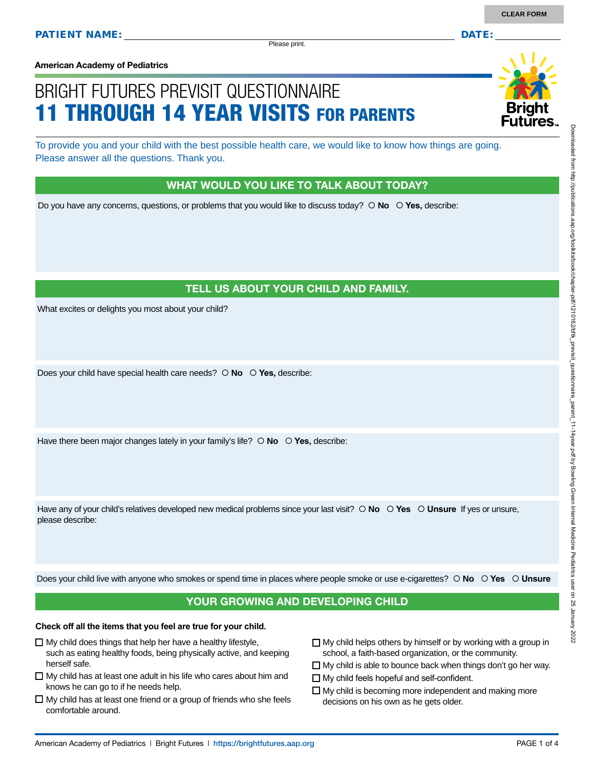**PATIENT NAME:** ____________________ **DATE:** __________

Please print.

American Academy of Pediatrics

# BRIGHT FUTURES PREVISIT QUESTIONNAIRE
# 11 THROUGH 14 YEAR VISITS FOR PARENTS

To provide you and your child with the best possible health care, we would like to know how things are going. Please answer all the questions. Thank you.

## WHAT WOULD YOU LIKE TO TALK ABOUT TODAY?

Do you have any concerns, questions, or problems that you would like to discuss today? ○ **No** ○ **Yes,** describe:

## TELL US ABOUT YOUR CHILD AND FAMILY.

What excites or delights you most about your child?

Does your child have special health care needs? ○ **No** ○ **Yes,** describe:

Have there been major changes lately in your family's life? ○ **No** ○ **Yes,** describe:

Have any of your child's relatives developed new medical problems since your last visit? ○ **No** ○ **Yes** ○ **Unsure** If yes or unsure, please describe:

Does your child live with anyone who smokes or spend time in places where people smoke or use e-cigarettes? ○ **No** ○ **Yes** ○ **Unsure**

## YOUR GROWING AND DEVELOPING CHILD

**Check off all the items that you feel are true for your child.**

- ☐ My child does things that help her have a healthy lifestyle, such as eating healthy foods, being physically active, and keeping herself safe.
- ☐ My child has at least one adult in his life who cares about him and knows he can go to if he needs help.
- ☐ My child has at least one friend or a group of friends who she feels comfortable around.
- ☐ My child helps others by himself or by working with a group in school, a faith-based organization, or the community.
- ☐ My child is able to bounce back when things don't go her way.
- ☐ My child feels hopeful and self-confident.
- ☐ My child is becoming more independent and making more decisions on his own as he gets older.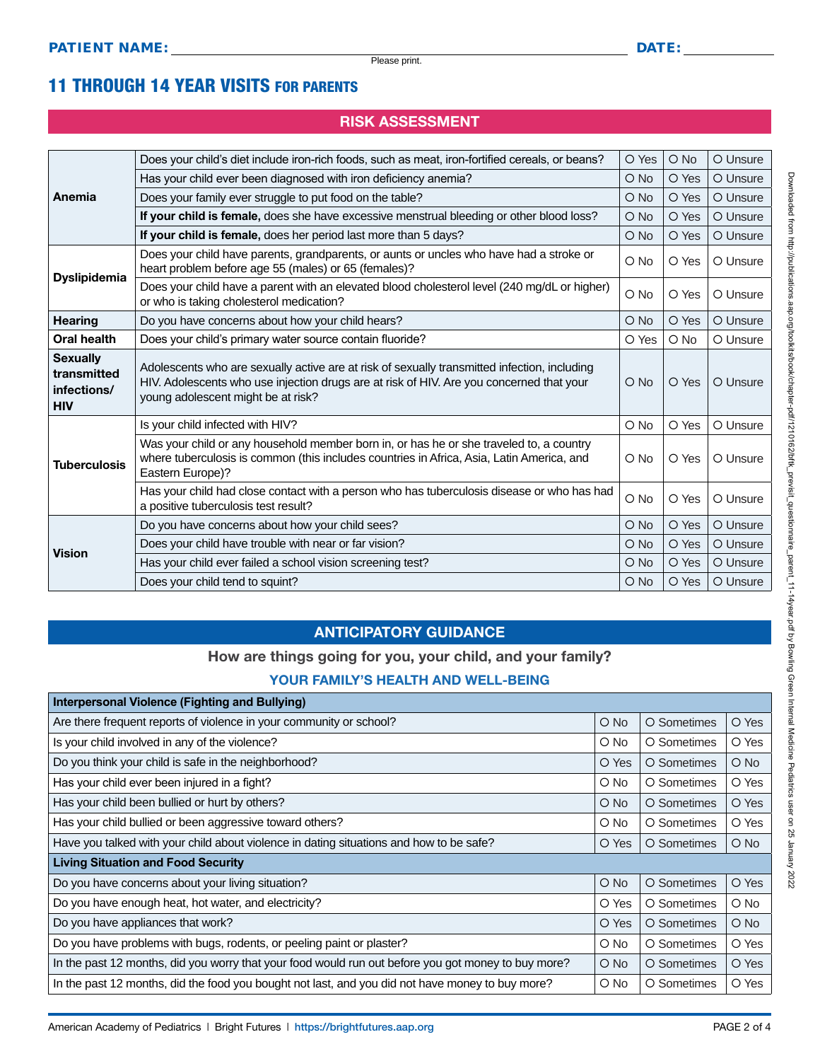**PATIENT NAME:** ______________________________ **DATE:** __________

Please print.

# 11 THROUGH 14 YEAR VISITS FOR PARENTS

## RISK ASSESSMENT

| | | | | |
|---|---|---|---|---|
| **Anemia** | Does your child's diet include iron-rich foods, such as meat, iron-fortified cereals, or beans? | O Yes | O No | O Unsure |
| | Has your child ever been diagnosed with iron deficiency anemia? | O No | O Yes | O Unsure |
| | Does your family ever struggle to put food on the table? | O No | O Yes | O Unsure |
| | **If your child is female,** does she have excessive menstrual bleeding or other blood loss? | O No | O Yes | O Unsure |
| | **If your child is female,** does her period last more than 5 days? | O No | O Yes | O Unsure |
| **Dyslipidemia** | Does your child have parents, grandparents, or aunts or uncles who have had a stroke or heart problem before age 55 (males) or 65 (females)? | O No | O Yes | O Unsure |
| | Does your child have a parent with an elevated blood cholesterol level (240 mg/dL or higher) or who is taking cholesterol medication? | O No | O Yes | O Unsure |
| **Hearing** | Do you have concerns about how your child hears? | O No | O Yes | O Unsure |
| **Oral health** | Does your child's primary water source contain fluoride? | O Yes | O No | O Unsure |
| **Sexually transmitted infections/ HIV** | Adolescents who are sexually active are at risk of sexually transmitted infection, including HIV. Adolescents who use injection drugs are at risk of HIV. Are you concerned that your young adolescent might be at risk? | O No | O Yes | O Unsure |
| **Tuberculosis** | Is your child infected with HIV? | O No | O Yes | O Unsure |
| | Was your child or any household member born in, or has he or she traveled to, a country where tuberculosis is common (this includes countries in Africa, Asia, Latin America, and Eastern Europe)? | O No | O Yes | O Unsure |
| | Has your child had close contact with a person who has tuberculosis disease or who has had a positive tuberculosis test result? | O No | O Yes | O Unsure |
| **Vision** | Do you have concerns about how your child sees? | O No | O Yes | O Unsure |
| | Does your child have trouble with near or far vision? | O No | O Yes | O Unsure |
| | Has your child ever failed a school vision screening test? | O No | O Yes | O Unsure |
| | Does your child tend to squint? | O No | O Yes | O Unsure |

## ANTICIPATORY GUIDANCE

**How are things going for you, your child, and your family?**

### YOUR FAMILY'S HEALTH AND WELL-BEING

| | | | |
|---|---|---|---|
| **Interpersonal Violence (Fighting and Bullying)** | | | |
| Are there frequent reports of violence in your community or school? | O No | O Sometimes | O Yes |
| Is your child involved in any of the violence? | O No | O Sometimes | O Yes |
| Do you think your child is safe in the neighborhood? | O Yes | O Sometimes | O No |
| Has your child ever been injured in a fight? | O No | O Sometimes | O Yes |
| Has your child been bullied or hurt by others? | O No | O Sometimes | O Yes |
| Has your child bullied or been aggressive toward others? | O No | O Sometimes | O Yes |
| Have you talked with your child about violence in dating situations and how to be safe? | O Yes | O Sometimes | O No |
| **Living Situation and Food Security** | | | |
| Do you have concerns about your living situation? | O No | O Sometimes | O Yes |
| Do you have enough heat, hot water, and electricity? | O Yes | O Sometimes | O No |
| Do you have appliances that work? | O Yes | O Sometimes | O No |
| Do you have problems with bugs, rodents, or peeling paint or plaster? | O No | O Sometimes | O Yes |
| In the past 12 months, did you worry that your food would run out before you got money to buy more? | O No | O Sometimes | O Yes |
| In the past 12 months, did the food you bought not last, and you did not have money to buy more? | O No | O Sometimes | O Yes |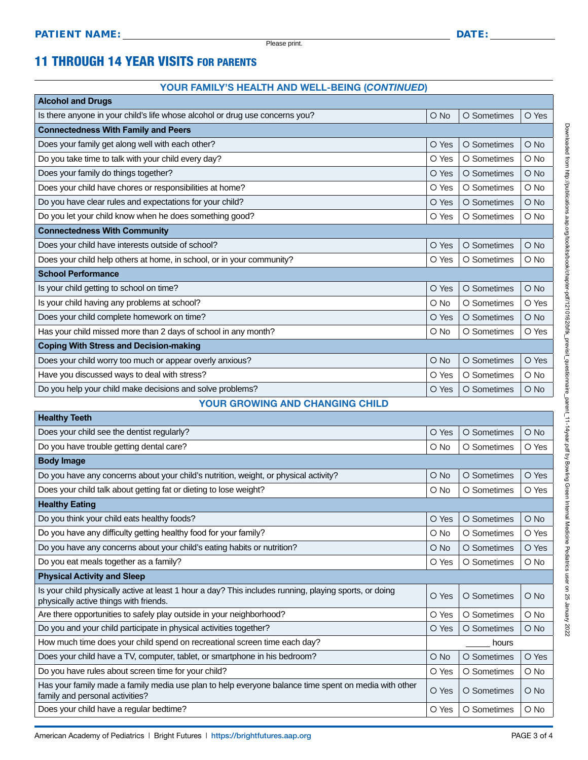**PATIENT NAME:** ______________________________ **DATE:** __________

Please print.

# 11 THROUGH 14 YEAR VISITS FOR PARENTS

## YOUR FAMILY'S HEALTH AND WELL-BEING (*CONTINUED*)

| | | | |
|---|---|---|---|
| **Alcohol and Drugs** | | | |
| Is there anyone in your child's life whose alcohol or drug use concerns you? | O No | O Sometimes | O Yes |
| **Connectedness With Family and Peers** | | | |
| Does your family get along well with each other? | O Yes | O Sometimes | O No |
| Do you take time to talk with your child every day? | O Yes | O Sometimes | O No |
| Does your family do things together? | O Yes | O Sometimes | O No |
| Does your child have chores or responsibilities at home? | O Yes | O Sometimes | O No |
| Do you have clear rules and expectations for your child? | O Yes | O Sometimes | O No |
| Do you let your child know when he does something good? | O Yes | O Sometimes | O No |
| **Connectedness With Community** | | | |
| Does your child have interests outside of school? | O Yes | O Sometimes | O No |
| Does your child help others at home, in school, or in your community? | O Yes | O Sometimes | O No |
| **School Performance** | | | |
| Is your child getting to school on time? | O Yes | O Sometimes | O No |
| Is your child having any problems at school? | O No | O Sometimes | O Yes |
| Does your child complete homework on time? | O Yes | O Sometimes | O No |
| Has your child missed more than 2 days of school in any month? | O No | O Sometimes | O Yes |
| **Coping With Stress and Decision-making** | | | |
| Does your child worry too much or appear overly anxious? | O No | O Sometimes | O Yes |
| Have you discussed ways to deal with stress? | O Yes | O Sometimes | O No |
| Do you help your child make decisions and solve problems? | O Yes | O Sometimes | O No |

## YOUR GROWING AND CHANGING CHILD

| | | | |
|---|---|---|---|
| **Healthy Teeth** | | | |
| Does your child see the dentist regularly? | O Yes | O Sometimes | O No |
| Do you have trouble getting dental care? | O No | O Sometimes | O Yes |
| **Body Image** | | | |
| Do you have any concerns about your child's nutrition, weight, or physical activity? | O No | O Sometimes | O Yes |
| Does your child talk about getting fat or dieting to lose weight? | O No | O Sometimes | O Yes |
| **Healthy Eating** | | | |
| Do you think your child eats healthy foods? | O Yes | O Sometimes | O No |
| Do you have any difficulty getting healthy food for your family? | O No | O Sometimes | O Yes |
| Do you have any concerns about your child's eating habits or nutrition? | O No | O Sometimes | O Yes |
| Do you eat meals together as a family? | O Yes | O Sometimes | O No |
| **Physical Activity and Sleep** | | | |
| Is your child physically active at least 1 hour a day? This includes running, playing sports, or doing physically active things with friends. | O Yes | O Sometimes | O No |
| Are there opportunities to safely play outside in your neighborhood? | O Yes | O Sometimes | O No |
| Do you and your child participate in physical activities together? | O Yes | O Sometimes | O No |
| How much time does your child spend on recreational screen time each day? | | _____ hours | |
| Does your child have a TV, computer, tablet, or smartphone in his bedroom? | O No | O Sometimes | O Yes |
| Do you have rules about screen time for your child? | O Yes | O Sometimes | O No |
| Has your family made a family media use plan to help everyone balance time spent on media with other family and personal activities? | O Yes | O Sometimes | O No |
| Does your child have a regular bedtime? | O Yes | O Sometimes | O No |

American Academy of Pediatrics | Bright Futures | https://brightfutures.aap.org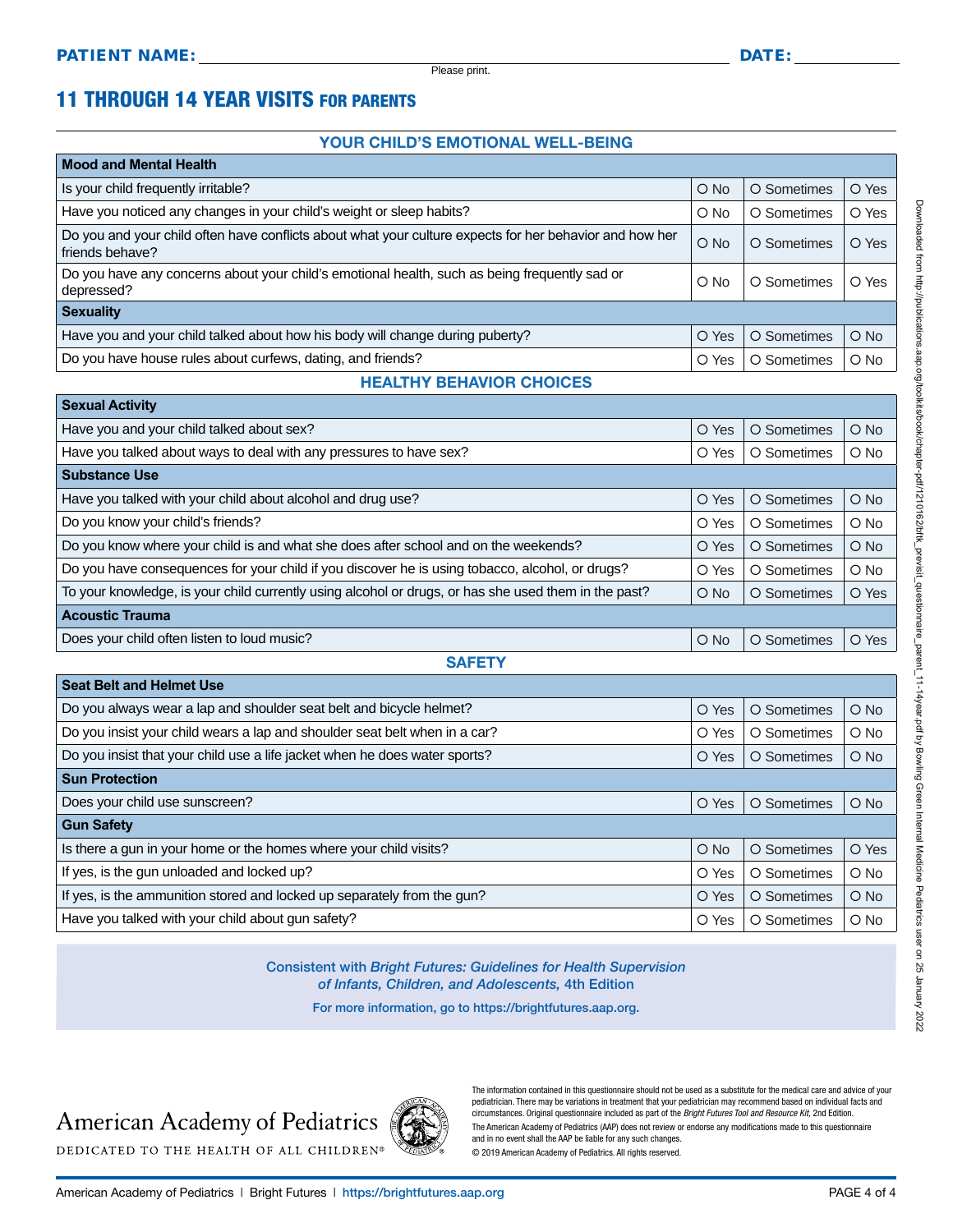**PATIENT NAME:** ______________________ **DATE:** __________

Please print.

# 11 THROUGH 14 YEAR VISITS FOR PARENTS

## YOUR CHILD'S EMOTIONAL WELL-BEING

| | | | |
|---|---|---|---|
| **Mood and Mental Health** | | | |
| Is your child frequently irritable? | O No | O Sometimes | O Yes |
| Have you noticed any changes in your child's weight or sleep habits? | O No | O Sometimes | O Yes |
| Do you and your child often have conflicts about what your culture expects for her behavior and how her friends behave? | O No | O Sometimes | O Yes |
| Do you have any concerns about your child's emotional health, such as being frequently sad or depressed? | O No | O Sometimes | O Yes |
| **Sexuality** | | | |
| Have you and your child talked about how his body will change during puberty? | O Yes | O Sometimes | O No |
| Do you have house rules about curfews, dating, and friends? | O Yes | O Sometimes | O No |

## HEALTHY BEHAVIOR CHOICES

| | | | |
|---|---|---|---|
| **Sexual Activity** | | | |
| Have you and your child talked about sex? | O Yes | O Sometimes | O No |
| Have you talked about ways to deal with any pressures to have sex? | O Yes | O Sometimes | O No |
| **Substance Use** | | | |
| Have you talked with your child about alcohol and drug use? | O Yes | O Sometimes | O No |
| Do you know your child's friends? | O Yes | O Sometimes | O No |
| Do you know where your child is and what she does after school and on the weekends? | O Yes | O Sometimes | O No |
| Do you have consequences for your child if you discover he is using tobacco, alcohol, or drugs? | O Yes | O Sometimes | O No |
| To your knowledge, is your child currently using alcohol or drugs, or has she used them in the past? | O No | O Sometimes | O Yes |
| **Acoustic Trauma** | | | |
| Does your child often listen to loud music? | O No | O Sometimes | O Yes |

## SAFETY

| | | | |
|---|---|---|---|
| **Seat Belt and Helmet Use** | | | |
| Do you always wear a lap and shoulder seat belt and bicycle helmet? | O Yes | O Sometimes | O No |
| Do you insist your child wears a lap and shoulder seat belt when in a car? | O Yes | O Sometimes | O No |
| Do you insist that your child use a life jacket when he does water sports? | O Yes | O Sometimes | O No |
| **Sun Protection** | | | |
| Does your child use sunscreen? | O Yes | O Sometimes | O No |
| **Gun Safety** | | | |
| Is there a gun in your home or the homes where your child visits? | O No | O Sometimes | O Yes |
| If yes, is the gun unloaded and locked up? | O Yes | O Sometimes | O No |
| If yes, is the ammunition stored and locked up separately from the gun? | O Yes | O Sometimes | O No |
| Have you talked with your child about gun safety? | O Yes | O Sometimes | O No |

Consistent with *Bright Futures: Guidelines for Health Supervision of Infants, Children, and Adolescents,* 4th Edition

For more information, go to https://brightfutures.aap.org.

American Academy of Pediatrics
DEDICATED TO THE HEALTH OF ALL CHILDREN®

The information contained in this questionnaire should not be used as a substitute for the medical care and advice of your pediatrician. There may be variations in treatment that your pediatrician may recommend based on individual facts and circumstances. Original questionnaire included as part of the *Bright Futures Tool and Resource Kit,* 2nd Edition.

The American Academy of Pediatrics (AAP) does not review or endorse any modifications made to this questionnaire and in no event shall the AAP be liable for any such changes.

© 2019 American Academy of Pediatrics. All rights reserved.